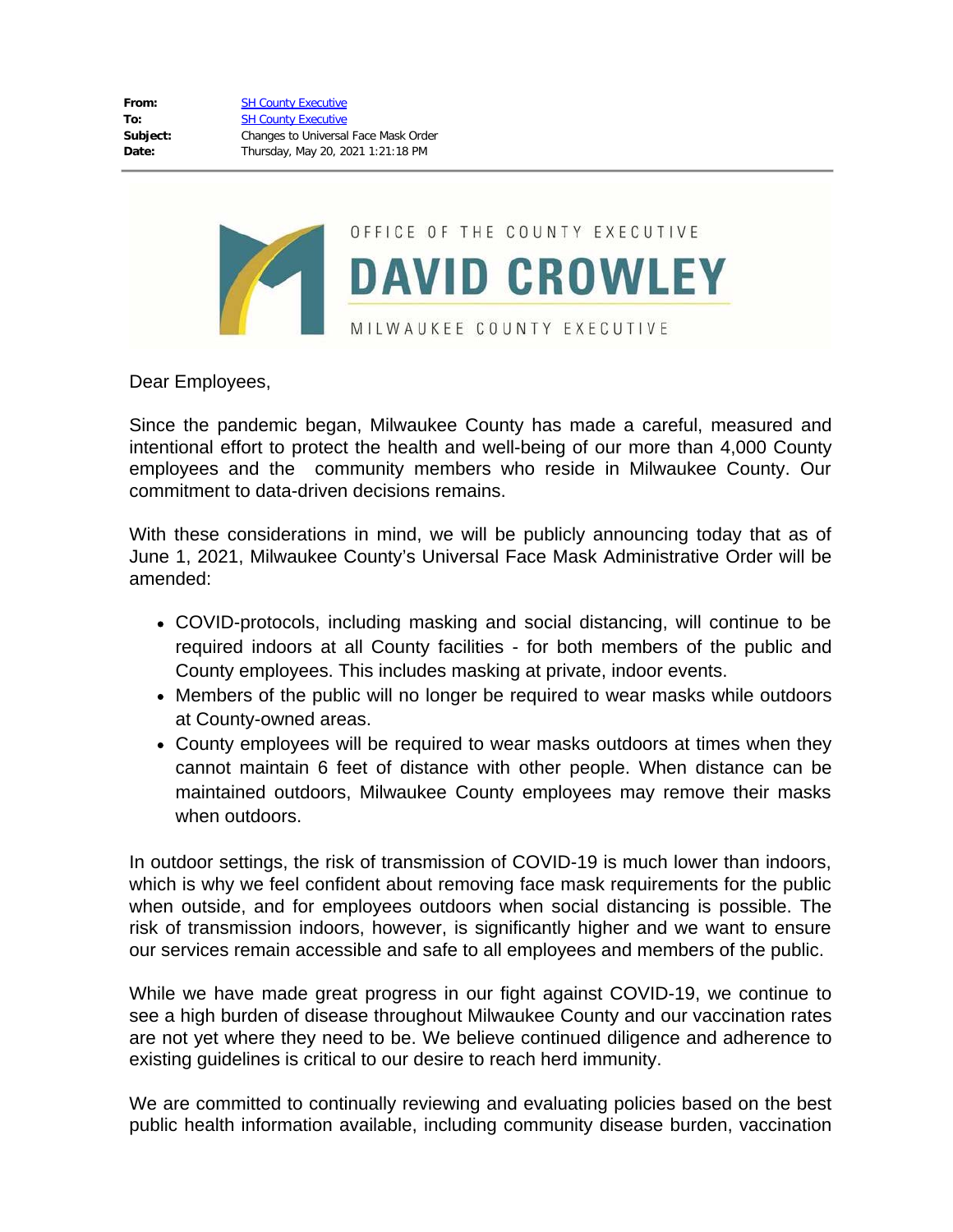**From:** SH County Executive
**To:** SH County Executive
**Subject:** Changes to Universal Face Mask Order
**Date:** Thursday, May 20, 2021 1:21:18 PM

OFFICE OF THE COUNTY EXECUTIVE

**DAVID CROWLEY**

MILWAUKEE COUNTY EXECUTIVE

Dear Employees,

Since the pandemic began, Milwaukee County has made a careful, measured and intentional effort to protect the health and well-being of our more than 4,000 County employees and the community members who reside in Milwaukee County. Our commitment to data-driven decisions remains.

With these considerations in mind, we will be publicly announcing today that as of June 1, 2021, Milwaukee County's Universal Face Mask Administrative Order will be amended:

- COVID-protocols, including masking and social distancing, will continue to be required indoors at all County facilities - for both members of the public and County employees. This includes masking at private, indoor events.
- Members of the public will no longer be required to wear masks while outdoors at County-owned areas.
- County employees will be required to wear masks outdoors at times when they cannot maintain 6 feet of distance with other people. When distance can be maintained outdoors, Milwaukee County employees may remove their masks when outdoors.

In outdoor settings, the risk of transmission of COVID-19 is much lower than indoors, which is why we feel confident about removing face mask requirements for the public when outside, and for employees outdoors when social distancing is possible. The risk of transmission indoors, however, is significantly higher and we want to ensure our services remain accessible and safe to all employees and members of the public.

While we have made great progress in our fight against COVID-19, we continue to see a high burden of disease throughout Milwaukee County and our vaccination rates are not yet where they need to be. We believe continued diligence and adherence to existing guidelines is critical to our desire to reach herd immunity.

We are committed to continually reviewing and evaluating policies based on the best public health information available, including community disease burden, vaccination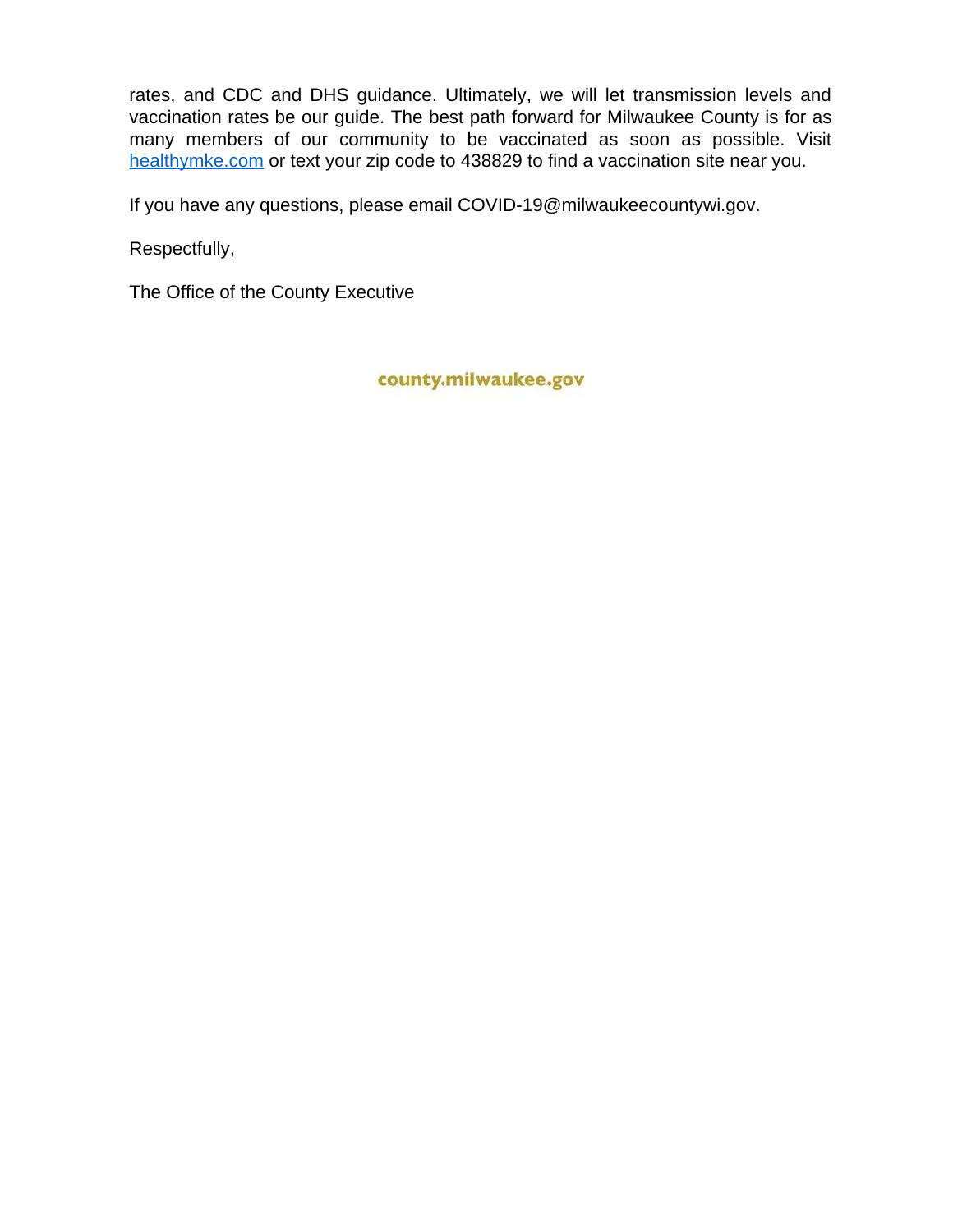rates, and CDC and DHS guidance. Ultimately, we will let transmission levels and vaccination rates be our guide. The best path forward for Milwaukee County is for as many members of our community to be vaccinated as soon as possible. Visit [healthymke.com](healthymke.com) or text your zip code to 438829 to find a vaccination site near you.

If you have any questions, please email COVID-19@milwaukeecountywi.gov.

Respectfully,

The Office of the County Executive

county.milwaukee.gov